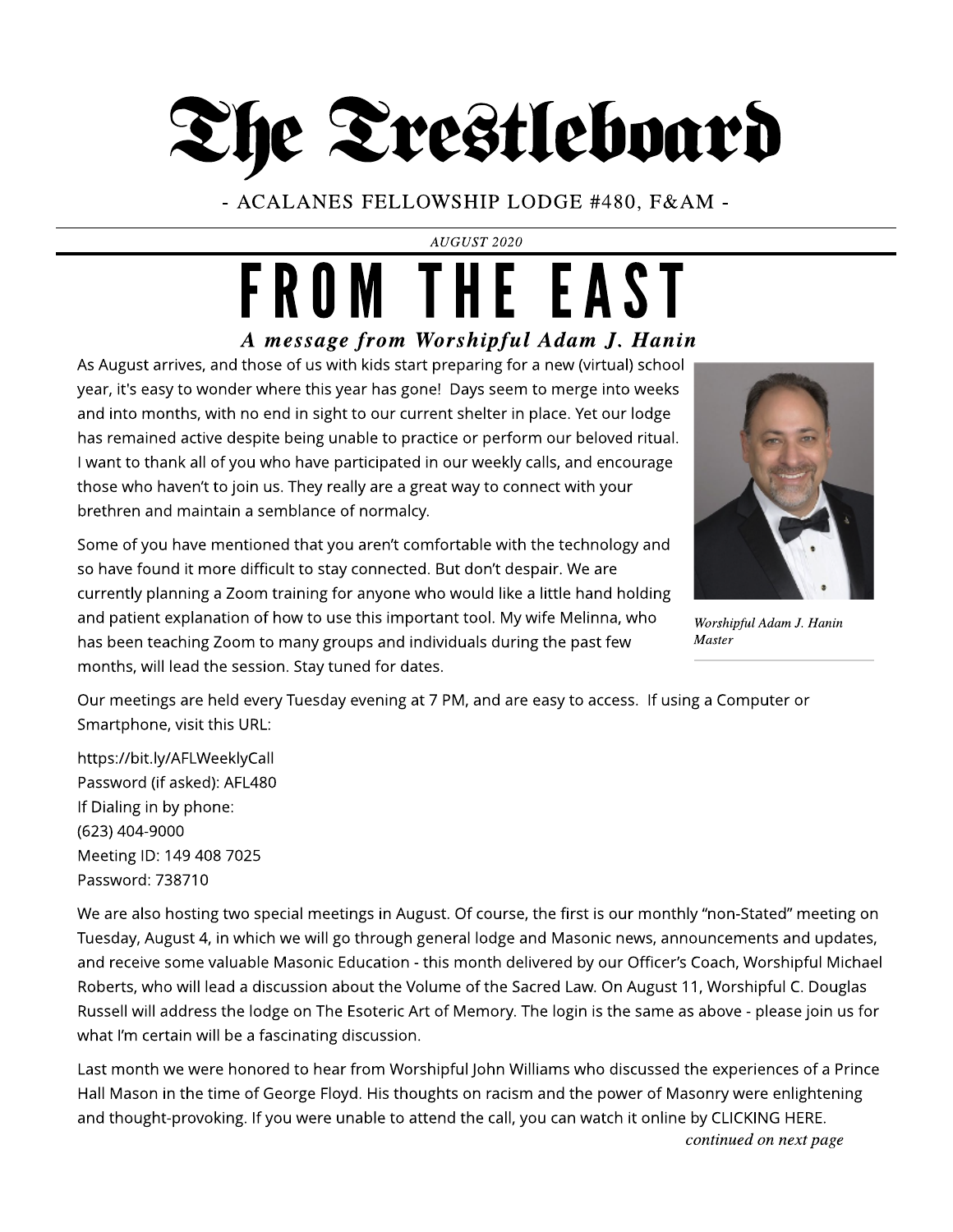# The Trestleboard

- ACALANES FELLOWSHIP LODGE #480, F&AM -

*AUGUST 2020*

# FROM THE EAST

### *A message from Worshipful Adam J. Hanin*

As August arrives, and those of us with kids start preparing for a new (virtual) school year, it's easy to wonder where this year has gone! Days seem to merge into weeks and into months, with no end in sight to our current shelter in place. Yet our lodge has remained active despite being unable to practice or perform our beloved ritual. I want to thank all of you who have participated in our weekly calls, and encourage those who haven't to join us. They really are a great way to connect with your brethren and maintain a semblance of normalcy.

*Worshipful Adam J. Hanin*
*Master*

Some of you have mentioned that you aren't comfortable with the technology and so have found it more difficult to stay connected. But don't despair. We are currently planning a Zoom training for anyone who would like a little hand holding and patient explanation of how to use this important tool. My wife Melinna, who has been teaching Zoom to many groups and individuals during the past few months, will lead the session. Stay tuned for dates.

Our meetings are held every Tuesday evening at 7 PM, and are easy to access. If using a Computer or Smartphone, visit this URL:

https://bit.ly/AFLWeeklyCall
Password (if asked): AFL480
If Dialing in by phone:
(623) 404-9000
Meeting ID: 149 408 7025
Password: 738710

We are also hosting two special meetings in August. Of course, the first is our monthly "non-Stated" meeting on Tuesday, August 4, in which we will go through general lodge and Masonic news, announcements and updates, and receive some valuable Masonic Education - this month delivered by our Officer's Coach, Worshipful Michael Roberts, who will lead a discussion about the Volume of the Sacred Law. On August 11, Worshipful C. Douglas Russell will address the lodge on The Esoteric Art of Memory. The login is the same as above - please join us for what I'm certain will be a fascinating discussion.

Last month we were honored to hear from Worshipful John Williams who discussed the experiences of a Prince Hall Mason in the time of George Floyd. His thoughts on racism and the power of Masonry were enlightening and thought-provoking. If you were unable to attend the call, you can watch it online by CLICKING HERE.

*continued on next page*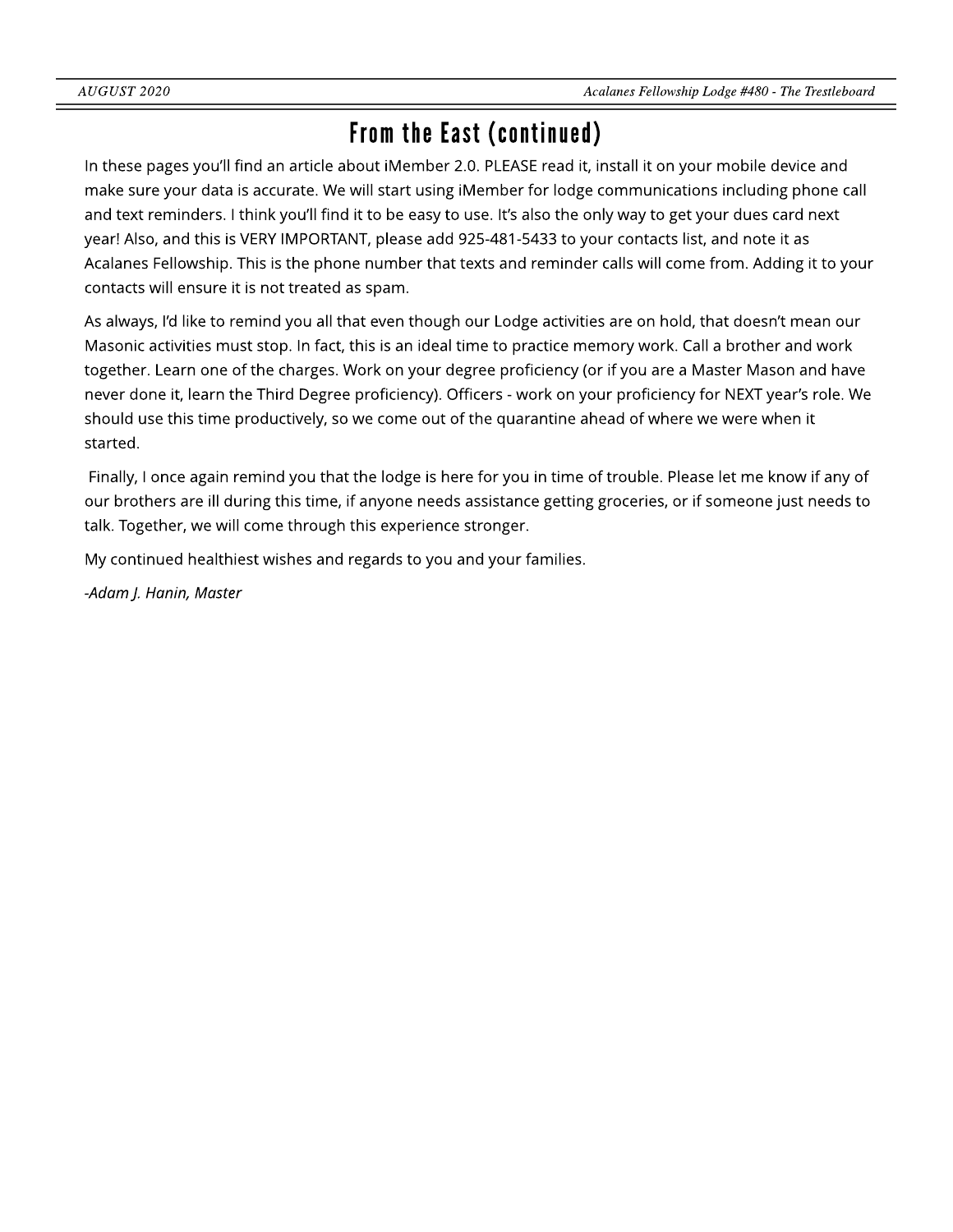## From the East (continued)

In these pages you'll find an article about iMember 2.0. PLEASE read it, install it on your mobile device and make sure your data is accurate. We will start using iMember for lodge communications including phone call and text reminders. I think you'll find it to be easy to use. It's also the only way to get your dues card next year! Also, and this is VERY IMPORTANT, please add 925-481-5433 to your contacts list, and note it as Acalanes Fellowship. This is the phone number that texts and reminder calls will come from. Adding it to your contacts will ensure it is not treated as spam.

As always, I'd like to remind you all that even though our Lodge activities are on hold, that doesn't mean our Masonic activities must stop. In fact, this is an ideal time to practice memory work. Call a brother and work together. Learn one of the charges. Work on your degree proficiency (or if you are a Master Mason and have never done it, learn the Third Degree proficiency). Officers - work on your proficiency for NEXT year's role. We should use this time productively, so we come out of the quarantine ahead of where we were when it started.

Finally, I once again remind you that the lodge is here for you in time of trouble. Please let me know if any of our brothers are ill during this time, if anyone needs assistance getting groceries, or if someone just needs to talk. Together, we will come through this experience stronger.

My continued healthiest wishes and regards to you and your families.

*-Adam J. Hanin, Master*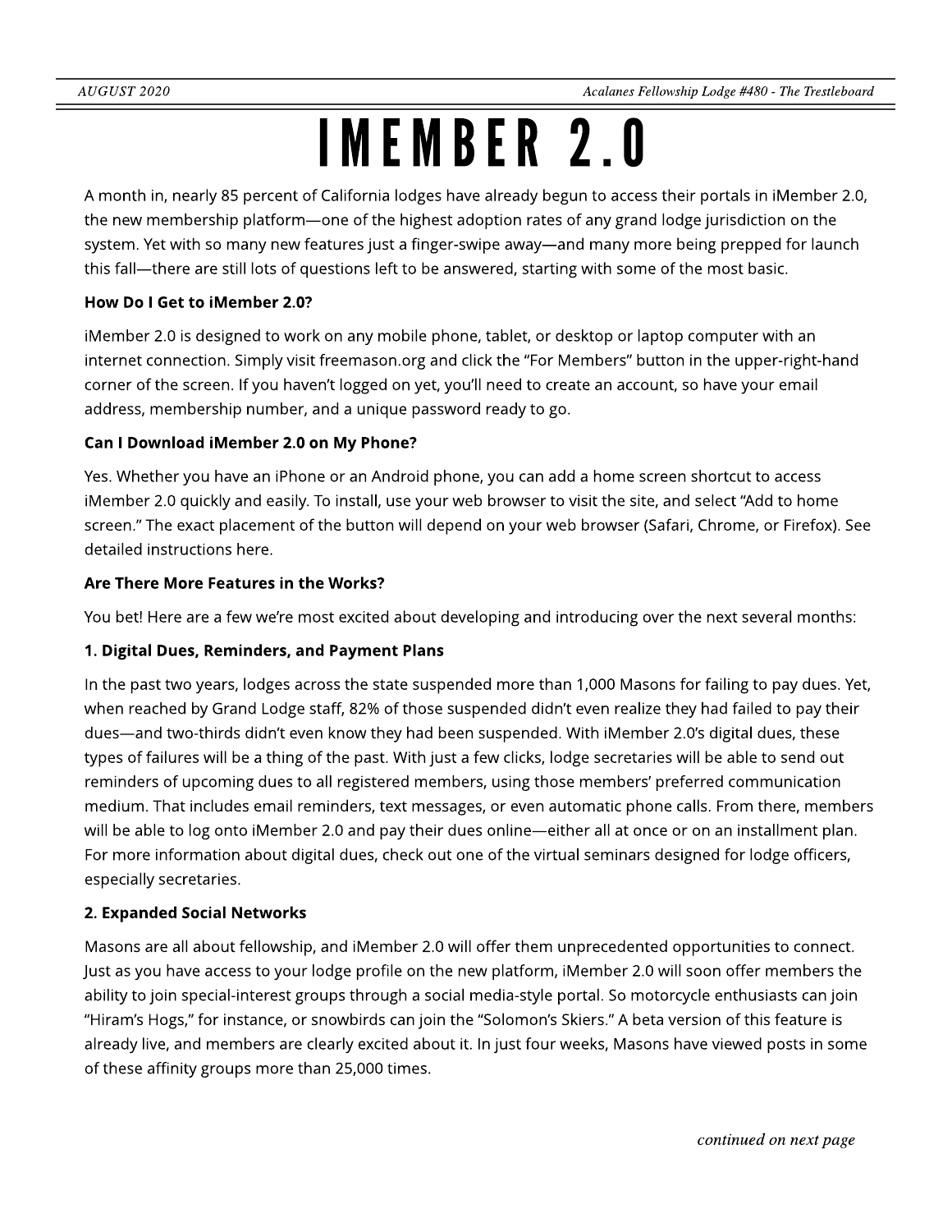# IMEMBER 2.0

A month in, nearly 85 percent of California lodges have already begun to access their portals in iMember 2.0, the new membership platform—one of the highest adoption rates of any grand lodge jurisdiction on the system. Yet with so many new features just a finger-swipe away—and many more being prepped for launch this fall—there are still lots of questions left to be answered, starting with some of the most basic.

**How Do I Get to iMember 2.0?**

iMember 2.0 is designed to work on any mobile phone, tablet, or desktop or laptop computer with an internet connection. Simply visit freemason.org and click the "For Members" button in the upper-right-hand corner of the screen. If you haven't logged on yet, you'll need to create an account, so have your email address, membership number, and a unique password ready to go.

**Can I Download iMember 2.0 on My Phone?**

Yes. Whether you have an iPhone or an Android phone, you can add a home screen shortcut to access iMember 2.0 quickly and easily. To install, use your web browser to visit the site, and select "Add to home screen." The exact placement of the button will depend on your web browser (Safari, Chrome, or Firefox). See detailed instructions here.

**Are There More Features in the Works?**

You bet! Here are a few we're most excited about developing and introducing over the next several months:

**1. Digital Dues, Reminders, and Payment Plans**

In the past two years, lodges across the state suspended more than 1,000 Masons for failing to pay dues. Yet, when reached by Grand Lodge staff, 82% of those suspended didn't even realize they had failed to pay their dues—and two-thirds didn't even know they had been suspended. With iMember 2.0's digital dues, these types of failures will be a thing of the past. With just a few clicks, lodge secretaries will be able to send out reminders of upcoming dues to all registered members, using those members' preferred communication medium. That includes email reminders, text messages, or even automatic phone calls. From there, members will be able to log onto iMember 2.0 and pay their dues online—either all at once or on an installment plan. For more information about digital dues, check out one of the virtual seminars designed for lodge officers, especially secretaries.

**2. Expanded Social Networks**

Masons are all about fellowship, and iMember 2.0 will offer them unprecedented opportunities to connect. Just as you have access to your lodge profile on the new platform, iMember 2.0 will soon offer members the ability to join special-interest groups through a social media-style portal. So motorcycle enthusiasts can join "Hiram's Hogs," for instance, or snowbirds can join the "Solomon's Skiers." A beta version of this feature is already live, and members are clearly excited about it. In just four weeks, Masons have viewed posts in some of these affinity groups more than 25,000 times.

*continued on next page*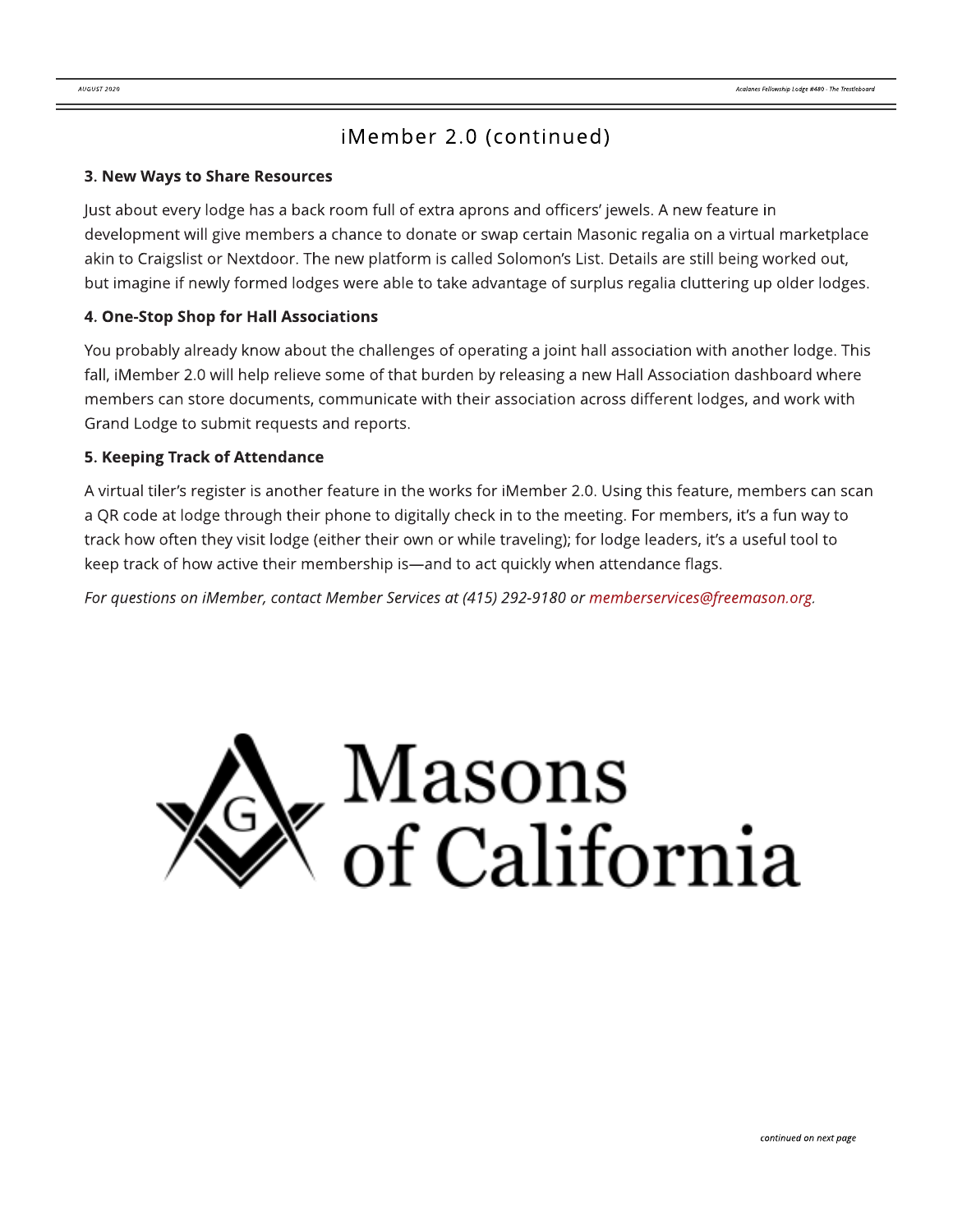# iMember 2.0 (continued)

### 3. New Ways to Share Resources

Just about every lodge has a back room full of extra aprons and officers' jewels. A new feature in development will give members a chance to donate or swap certain Masonic regalia on a virtual marketplace akin to Craigslist or Nextdoor. The new platform is called Solomon's List. Details are still being worked out, but imagine if newly formed lodges were able to take advantage of surplus regalia cluttering up older lodges.

### 4. One-Stop Shop for Hall Associations

You probably already know about the challenges of operating a joint hall association with another lodge. This fall, iMember 2.0 will help relieve some of that burden by releasing a new Hall Association dashboard where members can store documents, communicate with their association across different lodges, and work with Grand Lodge to submit requests and reports.

### 5. Keeping Track of Attendance

A virtual tiler's register is another feature in the works for iMember 2.0. Using this feature, members can scan a QR code at lodge through their phone to digitally check in to the meeting. For members, it's a fun way to track how often they visit lodge (either their own or while traveling); for lodge leaders, it's a useful tool to keep track of how active their membership is—and to act quickly when attendance flags.

*For questions on iMember, contact Member Services at (415) 292-9180 or memberservices@freemason.org.*

Masons of California

*continued on next page*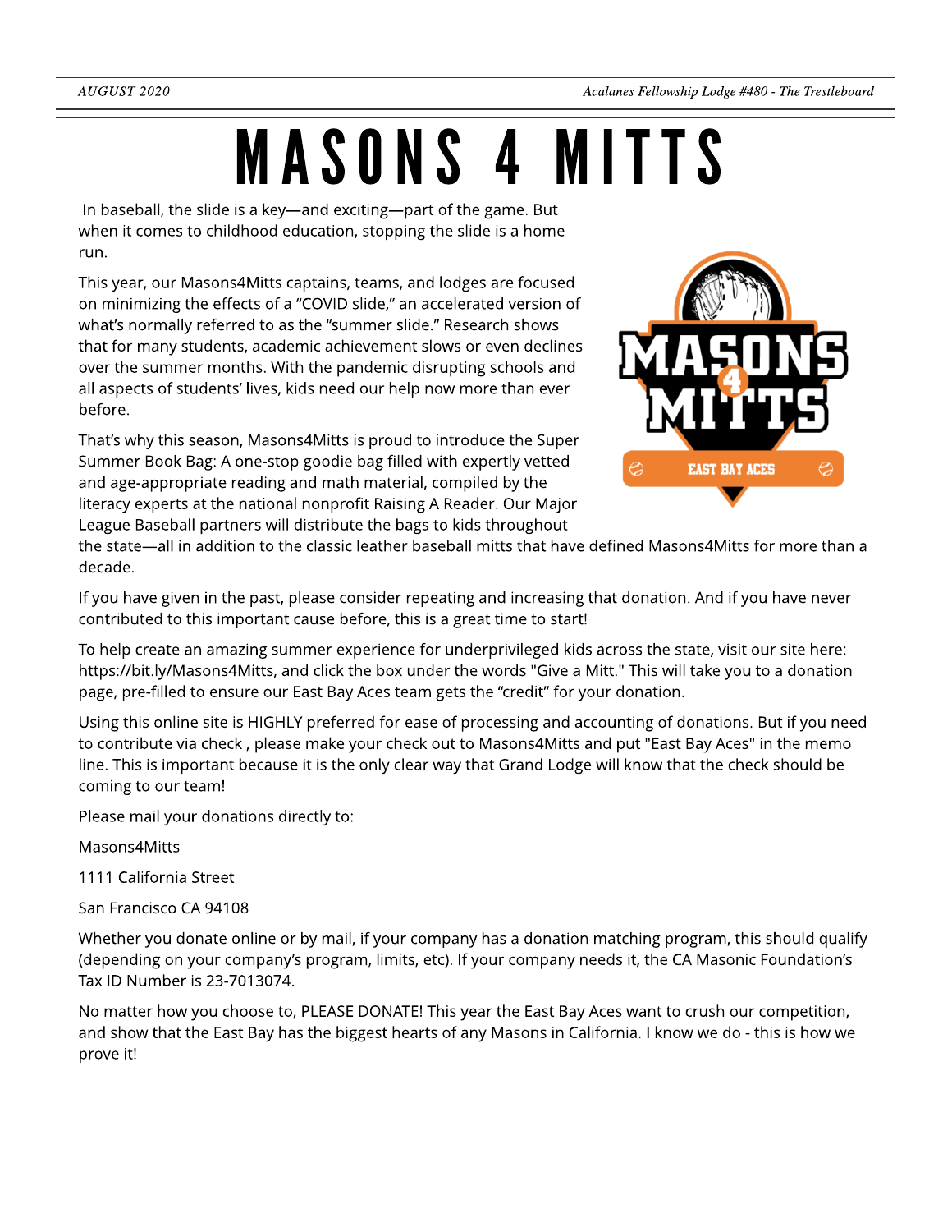# MASONS 4 MITTS

In baseball, the slide is a key—and exciting—part of the game. But when it comes to childhood education, stopping the slide is a home run.

This year, our Masons4Mitts captains, teams, and lodges are focused on minimizing the effects of a "COVID slide," an accelerated version of what's normally referred to as the "summer slide." Research shows that for many students, academic achievement slows or even declines over the summer months. With the pandemic disrupting schools and all aspects of students' lives, kids need our help now more than ever before.

That's why this season, Masons4Mitts is proud to introduce the Super Summer Book Bag: A one-stop goodie bag filled with expertly vetted and age-appropriate reading and math material, compiled by the literacy experts at the national nonprofit Raising A Reader. Our Major League Baseball partners will distribute the bags to kids throughout the state—all in addition to the classic leather baseball mitts that have defined Masons4Mitts for more than a decade.

If you have given in the past, please consider repeating and increasing that donation. And if you have never contributed to this important cause before, this is a great time to start!

To help create an amazing summer experience for underprivileged kids across the state, visit our site here: https://bit.ly/Masons4Mitts, and click the box under the words "Give a Mitt." This will take you to a donation page, pre-filled to ensure our East Bay Aces team gets the "credit" for your donation.

Using this online site is HIGHLY preferred for ease of processing and accounting of donations. But if you need to contribute via check , please make your check out to Masons4Mitts and put "East Bay Aces" in the memo line. This is important because it is the only clear way that Grand Lodge will know that the check should be coming to our team!

Please mail your donations directly to:

Masons4Mitts

1111 California Street

San Francisco CA 94108

Whether you donate online or by mail, if your company has a donation matching program, this should qualify (depending on your company's program, limits, etc). If your company needs it, the CA Masonic Foundation's Tax ID Number is 23-7013074.

No matter how you choose to, PLEASE DONATE! This year the East Bay Aces want to crush our competition, and show that the East Bay has the biggest hearts of any Masons in California. I know we do - this is how we prove it!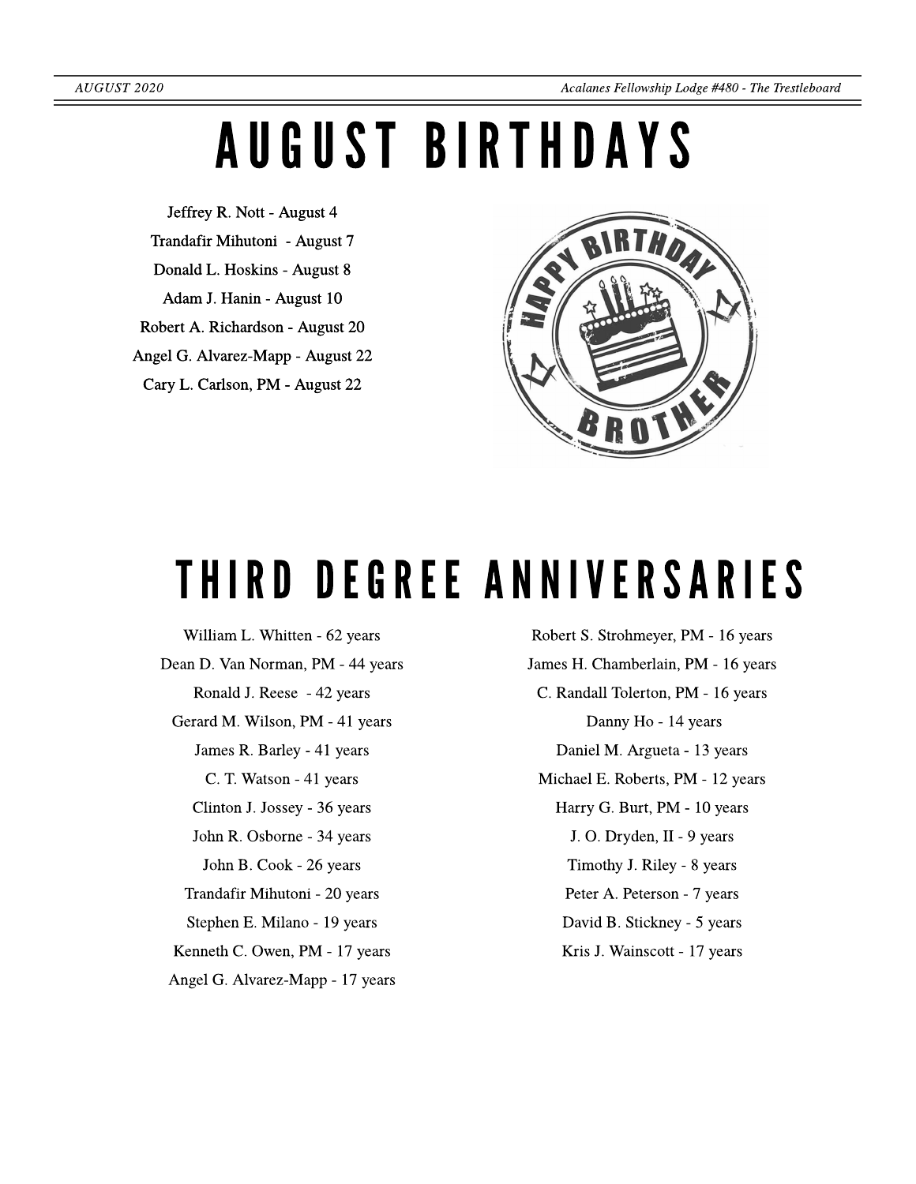# AUGUST BIRTHDAYS

Jeffrey R. Nott - August 4

Trandafir Mihutoni - August 7

Donald L. Hoskins - August 8

Adam J. Hanin - August 10

Robert A. Richardson - August 20

Angel G. Alvarez-Mapp - August 22

Cary L. Carlson, PM - August 22

# THIRD DEGREE ANNIVERSARIES

William L. Whitten - 62 years

Dean D. Van Norman, PM - 44 years

Ronald J. Reese - 42 years

Gerard M. Wilson, PM - 41 years

James R. Barley - 41 years

C. T. Watson - 41 years

Clinton J. Jossey - 36 years

John R. Osborne - 34 years

John B. Cook - 26 years

Trandafir Mihutoni - 20 years

Stephen E. Milano - 19 years

Kenneth C. Owen, PM - 17 years

Angel G. Alvarez-Mapp - 17 years

Robert S. Strohmeyer, PM - 16 years

James H. Chamberlain, PM - 16 years

C. Randall Tolerton, PM - 16 years

Danny Ho - 14 years

Daniel M. Argueta - 13 years

Michael E. Roberts, PM - 12 years

Harry G. Burt, PM - 10 years

J. O. Dryden, II - 9 years

Timothy J. Riley - 8 years

Peter A. Peterson - 7 years

David B. Stickney - 5 years

Kris J. Wainscott - 17 years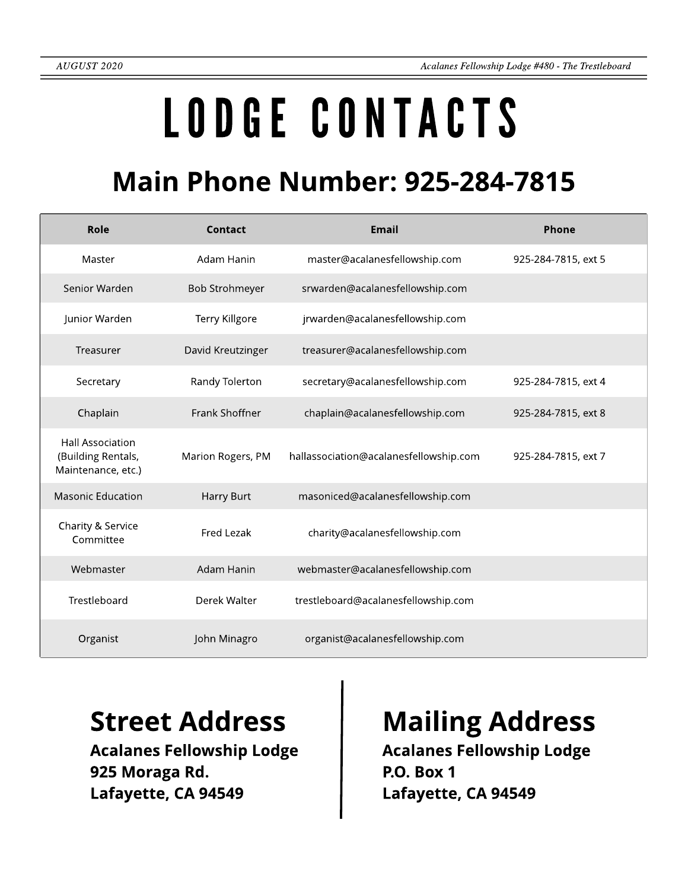# LODGE CONTACTS

## Main Phone Number: 925-284-7815

| Role | Contact | Email | Phone |
|---|---|---|---|
| Master | Adam Hanin | master@acalanesfellowship.com | 925-284-7815, ext 5 |
| Senior Warden | Bob Strohmeyer | srwarden@acalanesfellowship.com | |
| Junior Warden | Terry Killgore | jrwarden@acalanesfellowship.com | |
| Treasurer | David Kreutzinger | treasurer@acalanesfellowship.com | |
| Secretary | Randy Tolerton | secretary@acalanesfellowship.com | 925-284-7815, ext 4 |
| Chaplain | Frank Shoffner | chaplain@acalanesfellowship.com | 925-284-7815, ext 8 |
| Hall Association (Building Rentals, Maintenance, etc.) | Marion Rogers, PM | hallassociation@acalanesfellowship.com | 925-284-7815, ext 7 |
| Masonic Education | Harry Burt | masoniced@acalanesfellowship.com | |
| Charity & Service Committee | Fred Lezak | charity@acalanesfellowship.com | |
| Webmaster | Adam Hanin | webmaster@acalanesfellowship.com | |
| Trestleboard | Derek Walter | trestleboard@acalanesfellowship.com | |
| Organist | John Minagro | organist@acalanesfellowship.com | |

## Street Address

**Acalanes Fellowship Lodge**
**925 Moraga Rd.**
**Lafayette, CA 94549**

## Mailing Address

**Acalanes Fellowship Lodge**
**P.O. Box 1**
**Lafayette, CA 94549**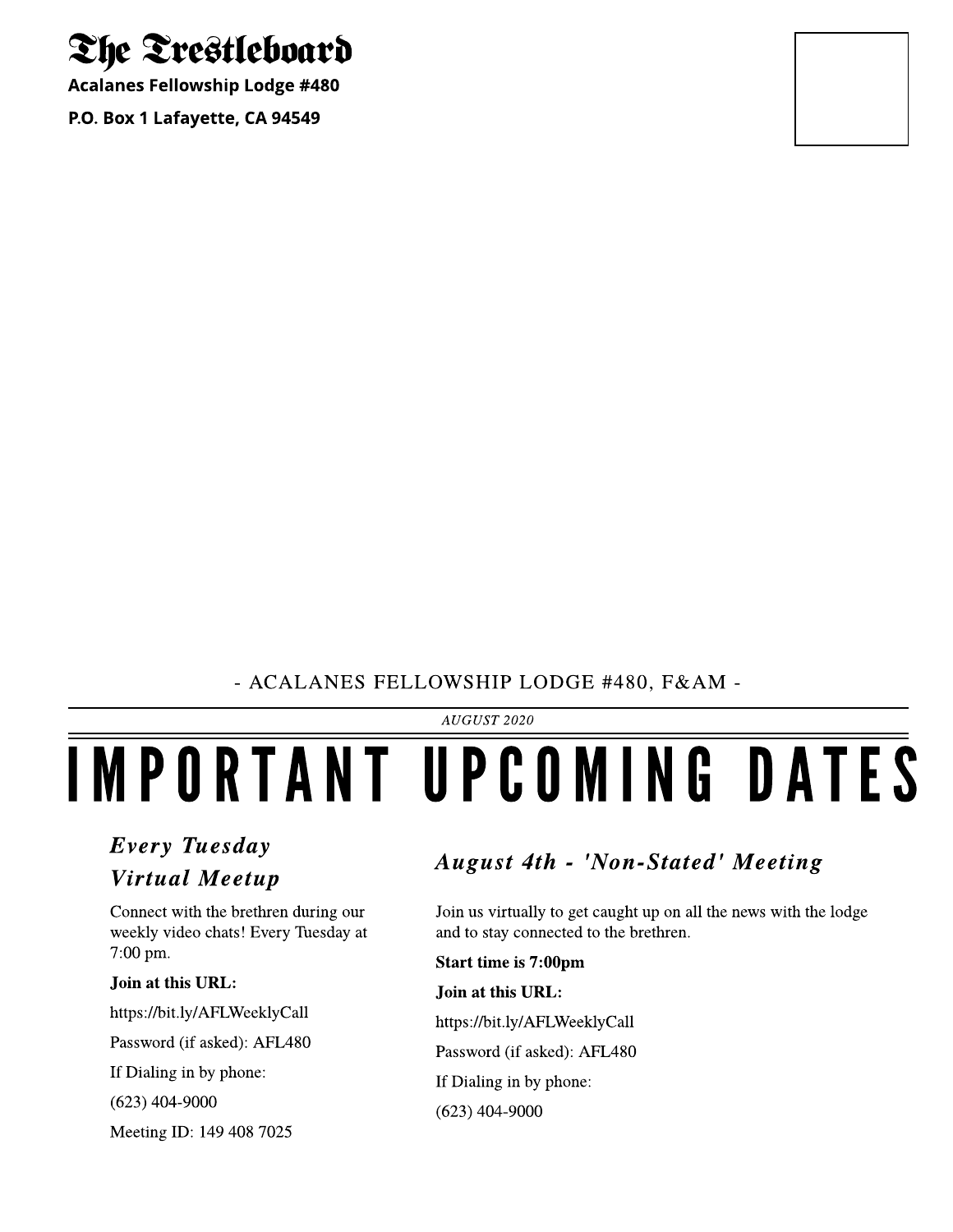# The Trestleboard

**Acalanes Fellowship Lodge #480**

**P.O. Box 1 Lafayette, CA 94549**

- ACALANES FELLOWSHIP LODGE #480, F&AM -

*AUGUST 2020*

# IMPORTANT UPCOMING DATES

### *Every Tuesday Virtual Meetup*

Connect with the brethren during our weekly video chats! Every Tuesday at 7:00 pm.

**Join at this URL:**

https://bit.ly/AFLWeeklyCall

Password (if asked): AFL480

If Dialing in by phone:

(623) 404-9000

Meeting ID: 149 408 7025

### *August 4th - 'Non-Stated' Meeting*

Join us virtually to get caught up on all the news with the lodge and to stay connected to the brethren.

**Start time is 7:00pm**

**Join at this URL:**

https://bit.ly/AFLWeeklyCall

Password (if asked): AFL480

If Dialing in by phone:

(623) 404-9000